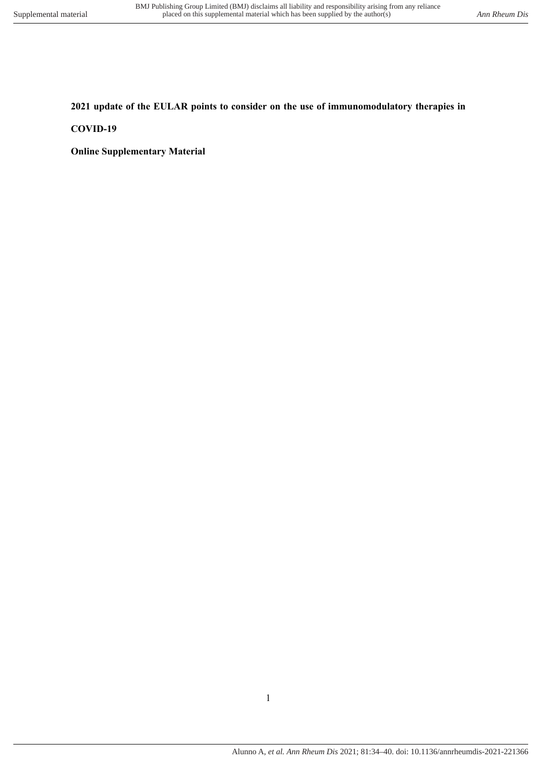**2021 update of the EULAR points to consider on the use of immunomodulatory therapies in COVID-19**

**Online Supplementary Material**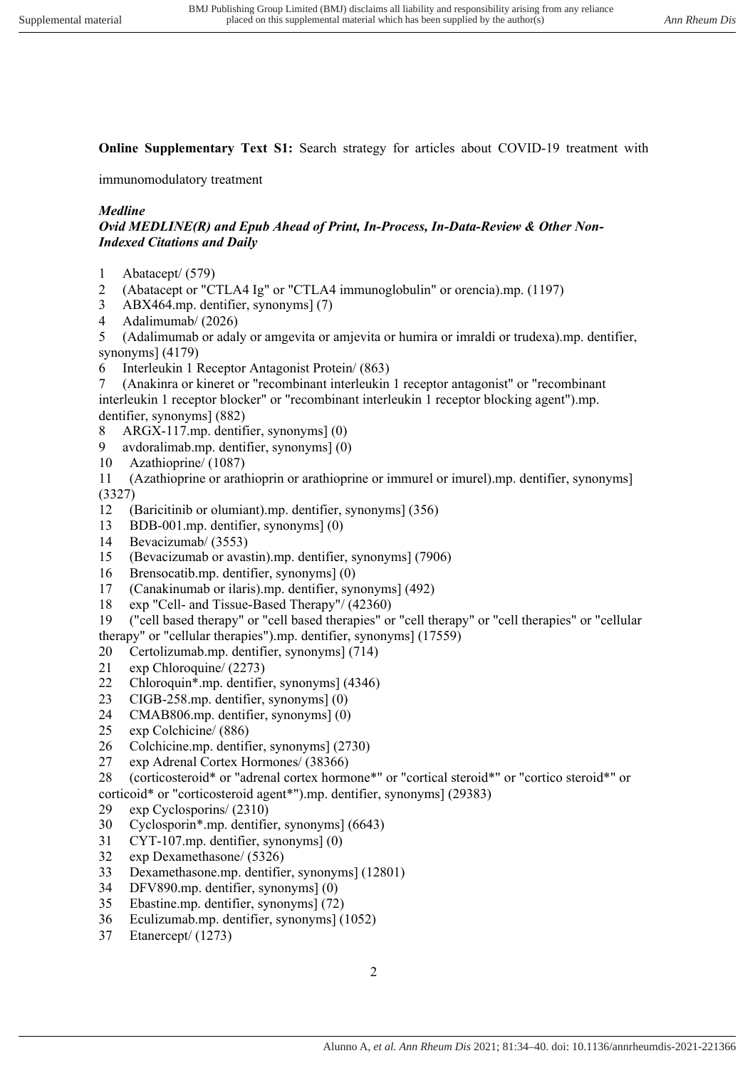**Online Supplementary Text S1:** Search strategy for articles about COVID-19 treatment with immunomodulatory treatment

***Medline***

***Ovid MEDLINE(R) and Epub Ahead of Print, In-Process, In-Data-Review & Other Non-Indexed Citations and Daily***

1 Abatacept/ (579)
2 (Abatacept or "CTLA4 Ig" or "CTLA4 immunoglobulin" or orencia).mp. (1197)
3 ABX464.mp. dentifier, synonyms] (7)
4 Adalimumab/ (2026)
5 (Adalimumab or adaly or amgevita or amjevita or humira or imraldi or trudexa).mp. dentifier, synonyms] (4179)
6 Interleukin 1 Receptor Antagonist Protein/ (863)
7 (Anakinra or kineret or "recombinant interleukin 1 receptor antagonist" or "recombinant interleukin 1 receptor blocker" or "recombinant interleukin 1 receptor blocking agent").mp. dentifier, synonyms] (882)
8 ARGX-117.mp. dentifier, synonyms] (0)
9 avdoralimab.mp. dentifier, synonyms] (0)
10 Azathioprine/ (1087)
11 (Azathioprine or arathioprin or arathioprine or immurel or imurel).mp. dentifier, synonyms] (3327)
12 (Baricitinib or olumiant).mp. dentifier, synonyms] (356)
13 BDB-001.mp. dentifier, synonyms] (0)
14 Bevacizumab/ (3553)
15 (Bevacizumab or avastin).mp. dentifier, synonyms] (7906)
16 Brensocatib.mp. dentifier, synonyms] (0)
17 (Canakinumab or ilaris).mp. dentifier, synonyms] (492)
18 exp "Cell- and Tissue-Based Therapy"/ (42360)
19 ("cell based therapy" or "cell based therapies" or "cell therapy" or "cell therapies" or "cellular therapy" or "cellular therapies").mp. dentifier, synonyms] (17559)
20 Certolizumab.mp. dentifier, synonyms] (714)
21 exp Chloroquine/ (2273)
22 Chloroquin*.mp. dentifier, synonyms] (4346)
23 CIGB-258.mp. dentifier, synonyms] (0)
24 CMAB806.mp. dentifier, synonyms] (0)
25 exp Colchicine/ (886)
26 Colchicine.mp. dentifier, synonyms] (2730)
27 exp Adrenal Cortex Hormones/ (38366)
28 (corticosteroid* or "adrenal cortex hormone*" or "cortical steroid*" or "cortico steroid*" or corticoid* or "corticosteroid agent*").mp. dentifier, synonyms] (29383)
29 exp Cyclosporins/ (2310)
30 Cyclosporin*.mp. dentifier, synonyms] (6643)
31 CYT-107.mp. dentifier, synonyms] (0)
32 exp Dexamethasone/ (5326)
33 Dexamethasone.mp. dentifier, synonyms] (12801)
34 DFV890.mp. dentifier, synonyms] (0)
35 Ebastine.mp. dentifier, synonyms] (72)
36 Eculizumab.mp. dentifier, synonyms] (1052)
37 Etanercept/ (1273)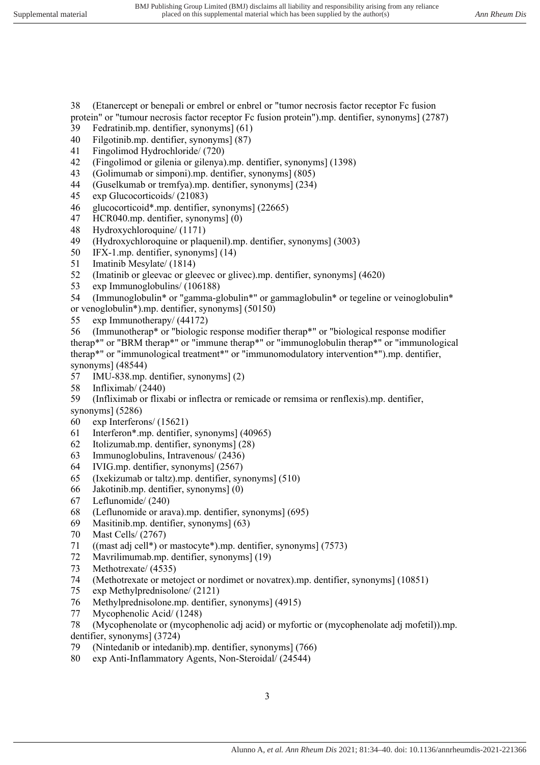38 (Etanercept or benepali or embrel or enbrel or "tumor necrosis factor receptor Fc fusion protein" or "tumour necrosis factor receptor Fc fusion protein").mp. dentifier, synonyms] (2787)
39 Fedratinib.mp. dentifier, synonyms] (61)
40 Filgotinib.mp. dentifier, synonyms] (87)
41 Fingolimod Hydrochloride/ (720)
42 (Fingolimod or gilenia or gilenya).mp. dentifier, synonyms] (1398)
43 (Golimumab or simponi).mp. dentifier, synonyms] (805)
44 (Guselkumab or tremfya).mp. dentifier, synonyms] (234)
45 exp Glucocorticoids/ (21083)
46 glucocorticoid*.mp. dentifier, synonyms] (22665)
47 HCR040.mp. dentifier, synonyms] (0)
48 Hydroxychloroquine/ (1171)
49 (Hydroxychloroquine or plaquenil).mp. dentifier, synonyms] (3003)
50 IFX-1.mp. dentifier, synonyms] (14)
51 Imatinib Mesylate/ (1814)
52 (Imatinib or gleevac or gleevec or glivec).mp. dentifier, synonyms] (4620)
53 exp Immunoglobulins/ (106188)
54 (Immunoglobulin* or "gamma-globulin*" or gammaglobulin* or tegeline or veinoglobulin* or venoglobulin*).mp. dentifier, synonyms] (50150)
55 exp Immunotherapy/ (44172)
56 (Immunotherap* or "biologic response modifier therap*" or "biological response modifier therap*" or "BRM therap*" or "immune therap*" or "immunoglobulin therap*" or "immunological therap*" or "immunological treatment*" or "immunomodulatory intervention*").mp. dentifier, synonyms] (48544)
57 IMU-838.mp. dentifier, synonyms] (2)
58 Infliximab/ (2440)
59 (Infliximab or flixabi or inflectra or remicade or remsima or renflexis).mp. dentifier, synonyms] (5286)
60 exp Interferons/ (15621)
61 Interferon*.mp. dentifier, synonyms] (40965)
62 Itolizumab.mp. dentifier, synonyms] (28)
63 Immunoglobulins, Intravenous/ (2436)
64 IVIG.mp. dentifier, synonyms] (2567)
65 (Ixekizumab or taltz).mp. dentifier, synonyms] (510)
66 Jakotinib.mp. dentifier, synonyms] (0)
67 Leflunomide/ (240)
68 (Leflunomide or arava).mp. dentifier, synonyms] (695)
69 Masitinib.mp. dentifier, synonyms] (63)
70 Mast Cells/ (2767)
71 ((mast adj cell*) or mastocyte*).mp. dentifier, synonyms] (7573)
72 Mavrilimumab.mp. dentifier, synonyms] (19)
73 Methotrexate/ (4535)
74 (Methotrexate or metoject or nordimet or novatrex).mp. dentifier, synonyms] (10851)
75 exp Methylprednisolone/ (2121)
76 Methylprednisolone.mp. dentifier, synonyms] (4915)
77 Mycophenolic Acid/ (1248)
78 (Mycophenolate or (mycophenolic adj acid) or myfortic or (mycophenolate adj mofetil)).mp. dentifier, synonyms] (3724)
79 (Nintedanib or intedanib).mp. dentifier, synonyms] (766)
80 exp Anti-Inflammatory Agents, Non-Steroidal/ (24544)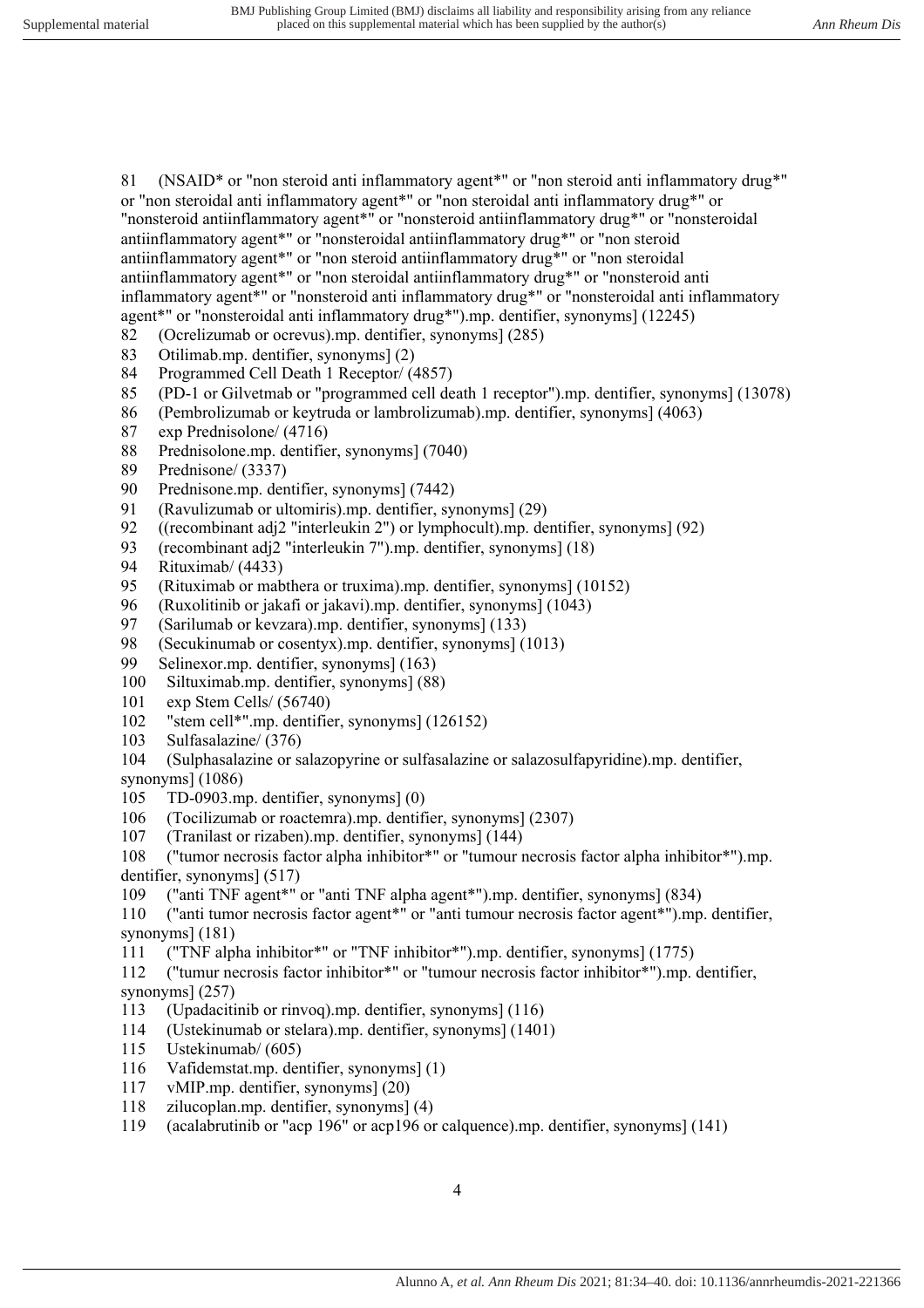81 (NSAID* or "non steroid anti inflammatory agent*" or "non steroid anti inflammatory drug*" or "non steroidal anti inflammatory agent*" or "non steroidal anti inflammatory drug*" or "nonsteroid antiinflammatory agent*" or "nonsteroid antiinflammatory drug*" or "nonsteroidal antiinflammatory agent*" or "nonsteroidal antiinflammatory drug*" or "non steroid antiinflammatory agent*" or "non steroid antiinflammatory drug*" or "non steroidal antiinflammatory agent*" or "non steroidal antiinflammatory drug*" or "nonsteroid anti inflammatory agent*" or "nonsteroid anti inflammatory drug*" or "nonsteroidal anti inflammatory agent*" or "nonsteroidal anti inflammatory drug*").mp. dentifier, synonyms] (12245)

82 (Ocrelizumab or ocrevus).mp. dentifier, synonyms] (285)

83 Otilimab.mp. dentifier, synonyms] (2)

84 Programmed Cell Death 1 Receptor/ (4857)

85 (PD-1 or Gilvetmab or "programmed cell death 1 receptor").mp. dentifier, synonyms] (13078)

86 (Pembrolizumab or keytruda or lambrolizumab).mp. dentifier, synonyms] (4063)

87 exp Prednisolone/ (4716)

88 Prednisolone.mp. dentifier, synonyms] (7040)

89 Prednisone/ (3337)

90 Prednisone.mp. dentifier, synonyms] (7442)

91 (Ravulizumab or ultomiris).mp. dentifier, synonyms] (29)

92 ((recombinant adj2 "interleukin 2") or lymphocult).mp. dentifier, synonyms] (92)

93 (recombinant adj2 "interleukin 7").mp. dentifier, synonyms] (18)

94 Rituximab/ (4433)

95 (Rituximab or mabthera or truxima).mp. dentifier, synonyms] (10152)

96 (Ruxolitinib or jakafi or jakavi).mp. dentifier, synonyms] (1043)

97 (Sarilumab or kevzara).mp. dentifier, synonyms] (133)

98 (Secukinumab or cosentyx).mp. dentifier, synonyms] (1013)

99 Selinexor.mp. dentifier, synonyms] (163)

100 Siltuximab.mp. dentifier, synonyms] (88)

101 exp Stem Cells/ (56740)

102 "stem cell*".mp. dentifier, synonyms] (126152)

103 Sulfasalazine/ (376)

104 (Sulphasalazine or salazopyrine or sulfasalazine or salazosulfapyridine).mp. dentifier, synonyms] (1086)

105 TD-0903.mp. dentifier, synonyms] (0)

106 (Tocilizumab or roactemra).mp. dentifier, synonyms] (2307)

107 (Tranilast or rizaben).mp. dentifier, synonyms] (144)

108 ("tumor necrosis factor alpha inhibitor*" or "tumour necrosis factor alpha inhibitor*").mp. dentifier, synonyms] (517)

109 ("anti TNF agent*" or "anti TNF alpha agent*").mp. dentifier, synonyms] (834)

110 ("anti tumor necrosis factor agent*" or "anti tumour necrosis factor agent*").mp. dentifier, synonyms] (181)

111 ("TNF alpha inhibitor*" or "TNF inhibitor*").mp. dentifier, synonyms] (1775)

112 ("tumur necrosis factor inhibitor*" or "tumour necrosis factor inhibitor*").mp. dentifier, synonyms] (257)

113 (Upadacitinib or rinvoq).mp. dentifier, synonyms] (116)

114 (Ustekinumab or stelara).mp. dentifier, synonyms] (1401)

115 Ustekinumab/ (605)

116 Vafidemstat.mp. dentifier, synonyms] (1)

117 vMIP.mp. dentifier, synonyms] (20)

118 zilucoplan.mp. dentifier, synonyms] (4)

119 (acalabrutinib or "acp 196" or acp196 or calquence).mp. dentifier, synonyms] (141)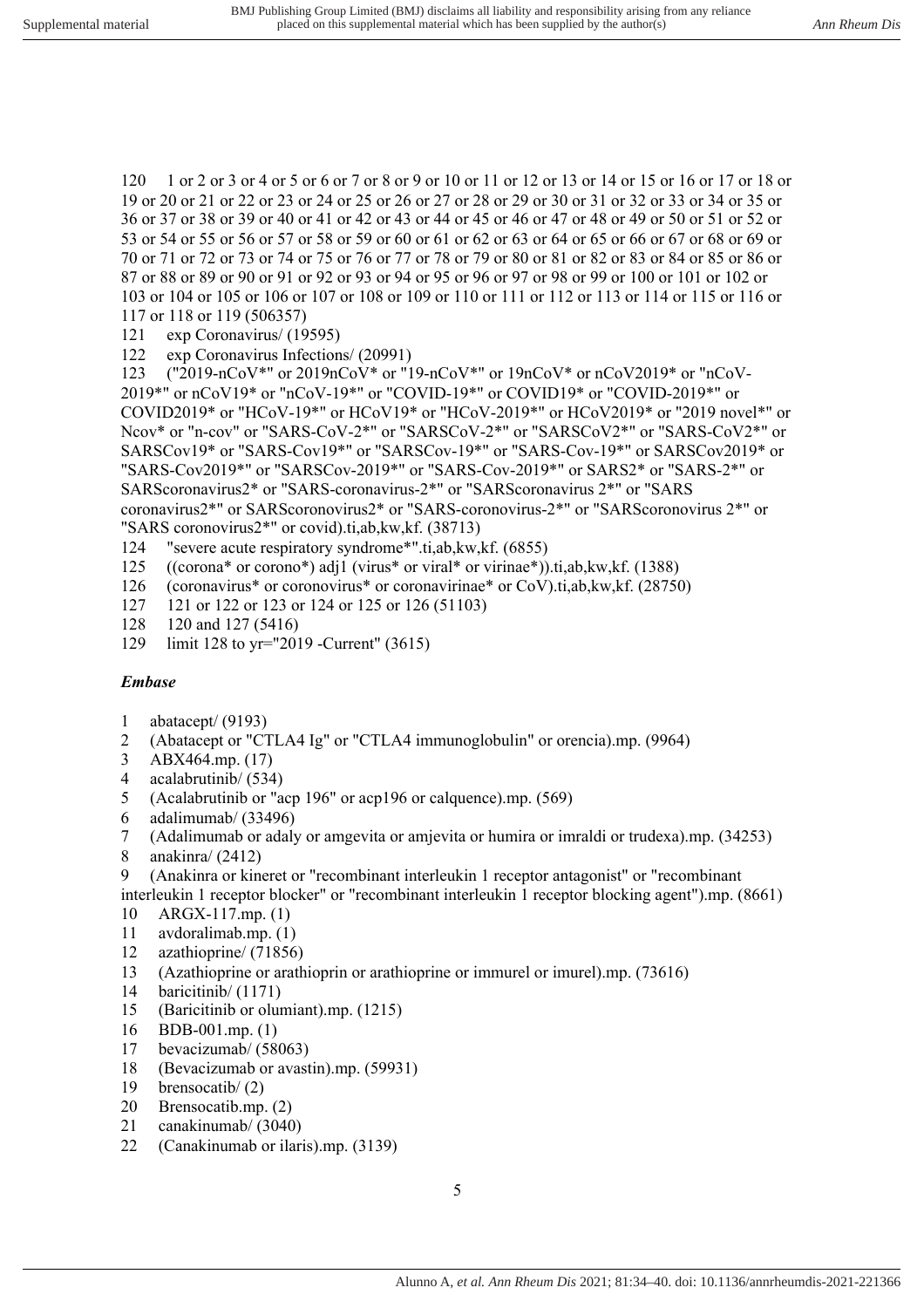120 1 or 2 or 3 or 4 or 5 or 6 or 7 or 8 or 9 or 10 or 11 or 12 or 13 or 14 or 15 or 16 or 17 or 18 or 19 or 20 or 21 or 22 or 23 or 24 or 25 or 26 or 27 or 28 or 29 or 30 or 31 or 32 or 33 or 34 or 35 or 36 or 37 or 38 or 39 or 40 or 41 or 42 or 43 or 44 or 45 or 46 or 47 or 48 or 49 or 50 or 51 or 52 or 53 or 54 or 55 or 56 or 57 or 58 or 59 or 60 or 61 or 62 or 63 or 64 or 65 or 66 or 67 or 68 or 69 or 70 or 71 or 72 or 73 or 74 or 75 or 76 or 77 or 78 or 79 or 80 or 81 or 82 or 83 or 84 or 85 or 86 or 87 or 88 or 89 or 90 or 91 or 92 or 93 or 94 or 95 or 96 or 97 or 98 or 99 or 100 or 101 or 102 or 103 or 104 or 105 or 106 or 107 or 108 or 109 or 110 or 111 or 112 or 113 or 114 or 115 or 116 or 117 or 118 or 119 (506357)

121 exp Coronavirus/ (19595)

122 exp Coronavirus Infections/ (20991)

123 ("2019-nCoV*" or 2019nCoV* or "19-nCoV*" or 19nCoV* or nCoV2019* or "nCoV-2019*" or nCoV19* or "nCoV-19*" or "COVID-19*" or COVID19* or "COVID-2019*" or COVID2019* or "HCoV-19*" or HCoV19* or "HCoV-2019*" or HCoV2019* or "2019 novel*" or Ncov* or "n-cov" or "SARS-CoV-2*" or "SARSCoV-2*" or "SARSCoV2*" or "SARS-CoV2*" or SARSCov19* or "SARS-Cov19*" or "SARSCov-19*" or "SARS-Cov-19*" or SARSCov2019* or "SARS-Cov2019*" or "SARSCov-2019*" or "SARS-Cov-2019*" or SARS2* or "SARS-2*" or SARScoronavirus2* or "SARS-coronavirus-2*" or "SARScoronavirus 2*" or "SARS coronavirus2*" or SARScoronovirus2* or "SARS-coronovirus-2*" or "SARScoronovirus 2*" or "SARS coronovirus2*" or covid).ti,ab,kw,kf. (38713)

124 "severe acute respiratory syndrome*".ti,ab,kw,kf. (6855)

125 ((corona* or corono*) adj1 (virus* or viral* or virinae*)).ti,ab,kw,kf. (1388)

126 (coronavirus* or coronovirus* or coronavirinae* or CoV).ti,ab,kw,kf. (28750)

127 121 or 122 or 123 or 124 or 125 or 126 (51103)

128 120 and 127 (5416)

129 limit 128 to yr="2019 -Current" (3615)

### *Embase*

1 abatacept/ (9193)

2 (Abatacept or "CTLA4 Ig" or "CTLA4 immunoglobulin" or orencia).mp. (9964)

3 ABX464.mp. (17)

4 acalabrutinib/ (534)

5 (Acalabrutinib or "acp 196" or acp196 or calquence).mp. (569)

6 adalimumab/ (33496)

7 (Adalimumab or adaly or amgevita or amjevita or humira or imraldi or trudexa).mp. (34253)

8 anakinra/ (2412)

9 (Anakinra or kineret or "recombinant interleukin 1 receptor antagonist" or "recombinant interleukin 1 receptor blocker" or "recombinant interleukin 1 receptor blocking agent").mp. (8661)

10 ARGX-117.mp. (1)

11 avdoralimab.mp. (1)

12 azathioprine/ (71856)

13 (Azathioprine or arathioprin or arathioprine or immurel or imurel).mp. (73616)

14 baricitinib/ (1171)

15 (Baricitinib or olumiant).mp. (1215)

16 BDB-001.mp. (1)

17 bevacizumab/ (58063)

18 (Bevacizumab or avastin).mp. (59931)

19 brensocatib/ (2)

20 Brensocatib.mp. (2)

21 canakinumab/ (3040)

22 (Canakinumab or ilaris).mp. (3139)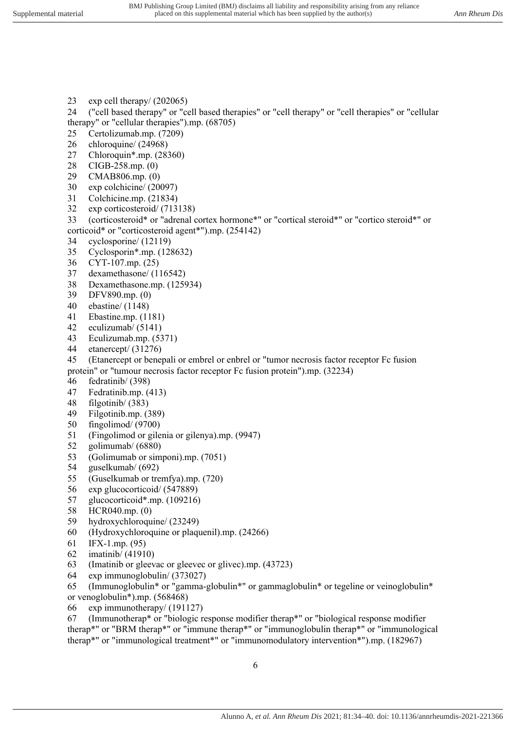23 exp cell therapy/ (202065)
24 ("cell based therapy" or "cell based therapies" or "cell therapy" or "cell therapies" or "cellular therapy" or "cellular therapies").mp. (68705)
25 Certolizumab.mp. (7209)
26 chloroquine/ (24968)
27 Chloroquin*.mp. (28360)
28 CIGB-258.mp. (0)
29 CMAB806.mp. (0)
30 exp colchicine/ (20097)
31 Colchicine.mp. (21834)
32 exp corticosteroid/ (713138)
33 (corticosteroid* or "adrenal cortex hormone*" or "cortical steroid*" or "cortico steroid*" or corticoid* or "corticosteroid agent*").mp. (254142)
34 cyclosporine/ (12119)
35 Cyclosporin*.mp. (128632)
36 CYT-107.mp. (25)
37 dexamethasone/ (116542)
38 Dexamethasone.mp. (125934)
39 DFV890.mp. (0)
40 ebastine/ (1148)
41 Ebastine.mp. (1181)
42 eculizumab/ (5141)
43 Eculizumab.mp. (5371)
44 etanercept/ (31276)
45 (Etanercept or benepali or embrel or enbrel or "tumor necrosis factor receptor Fc fusion protein" or "tumour necrosis factor receptor Fc fusion protein").mp. (32234)
46 fedratinib/ (398)
47 Fedratinib.mp. (413)
48 filgotinib/ (383)
49 Filgotinib.mp. (389)
50 fingolimod/ (9700)
51 (Fingolimod or gilenia or gilenya).mp. (9947)
52 golimumab/ (6880)
53 (Golimumab or simponi).mp. (7051)
54 guselkumab/ (692)
55 (Guselkumab or tremfya).mp. (720)
56 exp glucocorticoid/ (547889)
57 glucocorticoid*.mp. (109216)
58 HCR040.mp. (0)
59 hydroxychloroquine/ (23249)
60 (Hydroxychloroquine or plaquenil).mp. (24266)
61 IFX-1.mp. (95)
62 imatinib/ (41910)
63 (Imatinib or gleevac or gleevec or glivec).mp. (43723)
64 exp immunoglobulin/ (373027)
65 (Immunoglobulin* or "gamma-globulin*" or gammaglobulin* or tegeline or veinoglobulin* or venoglobulin*).mp. (568468)
66 exp immunotherapy/ (191127)
67 (Immunotherap* or "biologic response modifier therap*" or "biological response modifier therap*" or "BRM therap*" or "immune therap*" or "immunoglobulin therap*" or "immunological therap*" or "immunological treatment*" or "immunomodulatory intervention*").mp. (182967)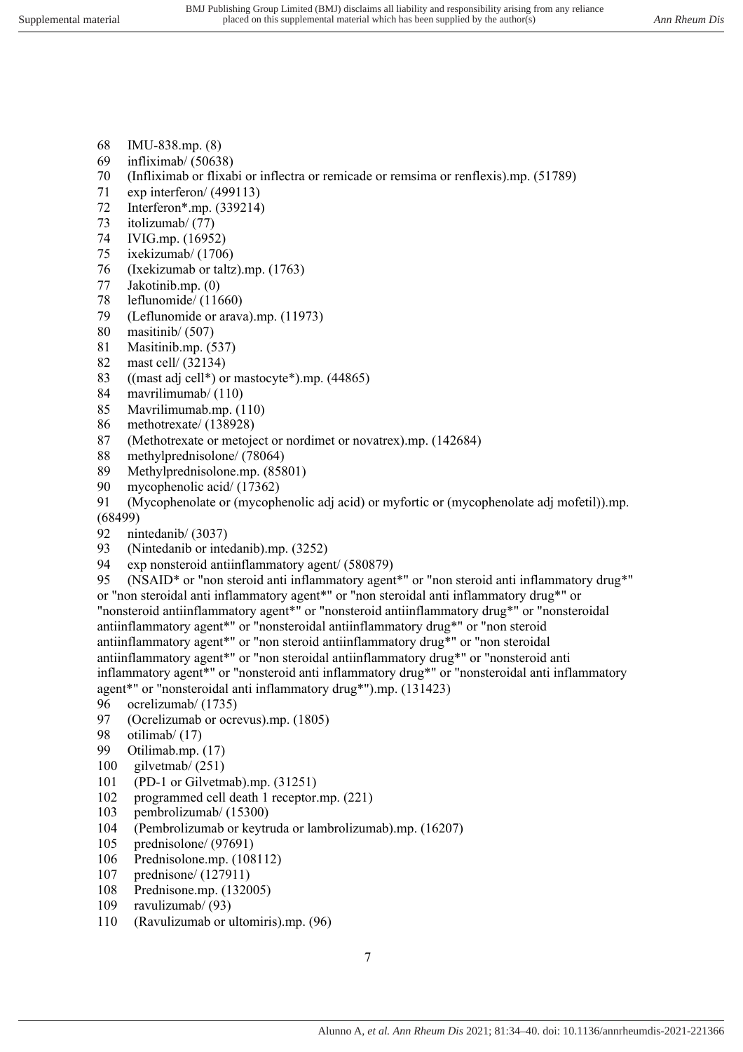68 IMU-838.mp. (8)
69 infliximab/ (50638)
70 (Infliximab or flixabi or inflectra or remicade or remsima or renflexis).mp. (51789)
71 exp interferon/ (499113)
72 Interferon*.mp. (339214)
73 itolizumab/ (77)
74 IVIG.mp. (16952)
75 ixekizumab/ (1706)
76 (Ixekizumab or taltz).mp. (1763)
77 Jakotinib.mp. (0)
78 leflunomide/ (11660)
79 (Leflunomide or arava).mp. (11973)
80 masitinib/ (507)
81 Masitinib.mp. (537)
82 mast cell/ (32134)
83 ((mast adj cell*) or mastocyte*).mp. (44865)
84 mavrilimumab/ (110)
85 Mavrilimumab.mp. (110)
86 methotrexate/ (138928)
87 (Methotrexate or metoject or nordimet or novatrex).mp. (142684)
88 methylprednisolone/ (78064)
89 Methylprednisolone.mp. (85801)
90 mycophenolic acid/ (17362)
91 (Mycophenolate or (mycophenolic adj acid) or myfortic or (mycophenolate adj mofetil)).mp. (68499)
92 nintedanib/ (3037)
93 (Nintedanib or intedanib).mp. (3252)
94 exp nonsteroid antiinflammatory agent/ (580879)
95 (NSAID* or "non steroid anti inflammatory agent*" or "non steroid anti inflammatory drug*" or "non steroidal anti inflammatory agent*" or "non steroidal anti inflammatory drug*" or "nonsteroid antiinflammatory agent*" or "nonsteroid antiinflammatory drug*" or "nonsteroidal antiinflammatory agent*" or "nonsteroidal antiinflammatory drug*" or "non steroid antiinflammatory agent*" or "non steroid antiinflammatory drug*" or "non steroidal antiinflammatory agent*" or "non steroidal antiinflammatory drug*" or "nonsteroid anti inflammatory agent*" or "nonsteroid anti inflammatory drug*" or "nonsteroidal anti inflammatory agent*" or "nonsteroidal anti inflammatory drug*").mp. (131423)
96 ocrelizumab/ (1735)
97 (Ocrelizumab or ocrevus).mp. (1805)
98 otilimab/ (17)
99 Otilimab.mp. (17)
100 gilvetmab/ (251)
101 (PD-1 or Gilvetmab).mp. (31251)
102 programmed cell death 1 receptor.mp. (221)
103 pembrolizumab/ (15300)
104 (Pembrolizumab or keytruda or lambrolizumab).mp. (16207)
105 prednisolone/ (97691)
106 Prednisolone.mp. (108112)
107 prednisone/ (127911)
108 Prednisone.mp. (132005)
109 ravulizumab/ (93)
110 (Ravulizumab or ultomiris).mp. (96)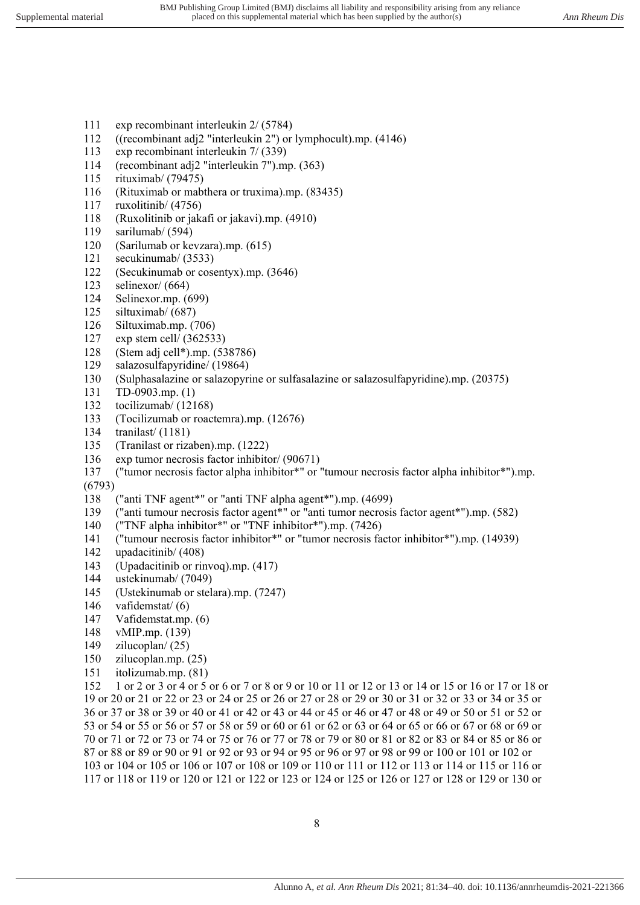111 exp recombinant interleukin 2/ (5784)
112 ((recombinant adj2 "interleukin 2") or lymphocult).mp. (4146)
113 exp recombinant interleukin 7/ (339)
114 (recombinant adj2 "interleukin 7").mp. (363)
115 rituximab/ (79475)
116 (Rituximab or mabthera or truxima).mp. (83435)
117 ruxolitinib/ (4756)
118 (Ruxolitinib or jakafi or jakavi).mp. (4910)
119 sarilumab/ (594)
120 (Sarilumab or kevzara).mp. (615)
121 secukinumab/ (3533)
122 (Secukinumab or cosentyx).mp. (3646)
123 selinexor/ (664)
124 Selinexor.mp. (699)
125 siltuximab/ (687)
126 Siltuximab.mp. (706)
127 exp stem cell/ (362533)
128 (Stem adj cell*).mp. (538786)
129 salazosulfapyridine/ (19864)
130 (Sulphasalazine or salazopyrine or sulfasalazine or salazosulfapyridine).mp. (20375)
131 TD-0903.mp. (1)
132 tocilizumab/ (12168)
133 (Tocilizumab or roactemra).mp. (12676)
134 tranilast/ (1181)
135 (Tranilast or rizaben).mp. (1222)
136 exp tumor necrosis factor inhibitor/ (90671)
137 ("tumor necrosis factor alpha inhibitor*" or "tumour necrosis factor alpha inhibitor*").mp. (6793)
138 ("anti TNF agent*" or "anti TNF alpha agent*").mp. (4699)
139 ("anti tumour necrosis factor agent*" or "anti tumor necrosis factor agent*").mp. (582)
140 ("TNF alpha inhibitor*" or "TNF inhibitor*").mp. (7426)
141 ("tumour necrosis factor inhibitor*" or "tumor necrosis factor inhibitor*").mp. (14939)
142 upadacitinib/ (408)
143 (Upadacitinib or rinvoq).mp. (417)
144 ustekinumab/ (7049)
145 (Ustekinumab or stelara).mp. (7247)
146 vafidemstat/ (6)
147 Vafidemstat.mp. (6)
148 vMIP.mp. (139)
149 zilucoplan/ (25)
150 zilucoplan.mp. (25)
151 itolizumab.mp. (81)
152 1 or 2 or 3 or 4 or 5 or 6 or 7 or 8 or 9 or 10 or 11 or 12 or 13 or 14 or 15 or 16 or 17 or 18 or 19 or 20 or 21 or 22 or 23 or 24 or 25 or 26 or 27 or 28 or 29 or 30 or 31 or 32 or 33 or 34 or 35 or 36 or 37 or 38 or 39 or 40 or 41 or 42 or 43 or 44 or 45 or 46 or 47 or 48 or 49 or 50 or 51 or 52 or 53 or 54 or 55 or 56 or 57 or 58 or 59 or 60 or 61 or 62 or 63 or 64 or 65 or 66 or 67 or 68 or 69 or 70 or 71 or 72 or 73 or 74 or 75 or 76 or 77 or 78 or 79 or 80 or 81 or 82 or 83 or 84 or 85 or 86 or 87 or 88 or 89 or 90 or 91 or 92 or 93 or 94 or 95 or 96 or 97 or 98 or 99 or 100 or 101 or 102 or 103 or 104 or 105 or 106 or 107 or 108 or 109 or 110 or 111 or 112 or 113 or 114 or 115 or 116 or 117 or 118 or 119 or 120 or 121 or 122 or 123 or 124 or 125 or 126 or 127 or 128 or 129 or 130 or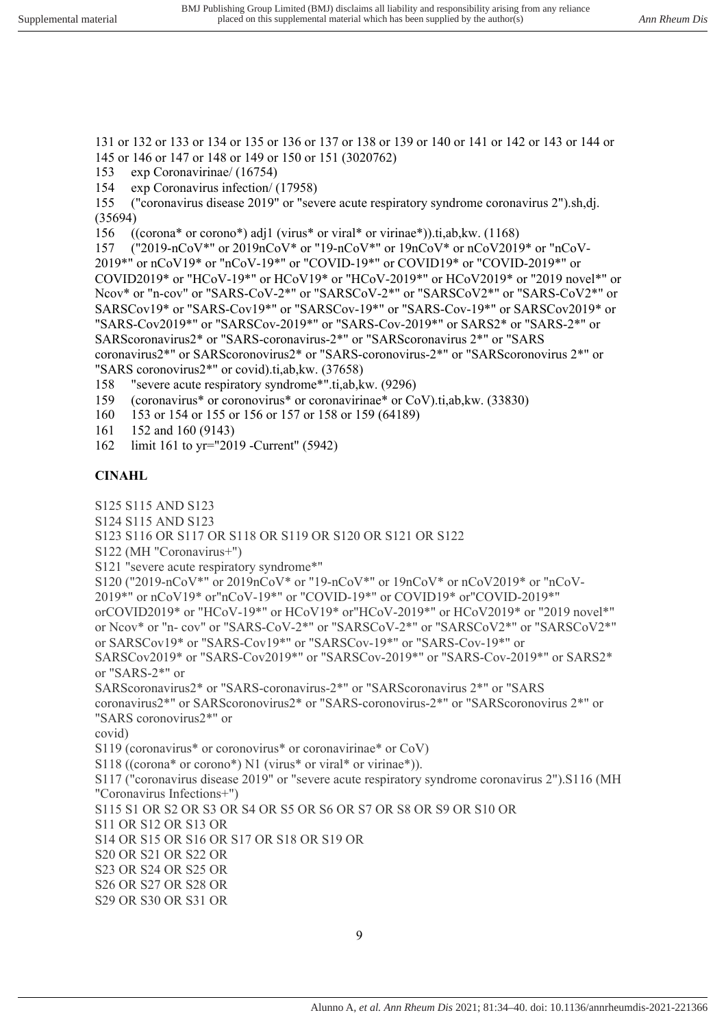131 or 132 or 133 or 134 or 135 or 136 or 137 or 138 or 139 or 140 or 141 or 142 or 143 or 144 or 145 or 146 or 147 or 148 or 149 or 150 or 151 (3020762)

153 exp Coronavirinae/ (16754)

154 exp Coronavirus infection/ (17958)

155 ("coronavirus disease 2019" or "severe acute respiratory syndrome coronavirus 2").sh,dj. (35694)

156 ((corona* or corono*) adj1 (virus* or viral* or virinae*)).ti,ab,kw. (1168)

157 ("2019-nCoV*" or 2019nCoV* or "19-nCoV*" or 19nCoV* or nCoV2019* or "nCoV-2019*" or nCoV19* or "nCoV-19*" or "COVID-19*" or COVID19* or "COVID-2019*" or COVID2019* or "HCoV-19*" or HCoV19* or "HCoV-2019*" or HCoV2019* or "2019 novel*" or Ncov* or "n-cov" or "SARS-CoV-2*" or "SARSCoV-2*" or "SARSCoV2*" or "SARS-CoV2*" or SARSCov19* or "SARS-Cov19*" or "SARSCov-19*" or "SARS-Cov-19*" or SARSCov2019* or "SARS-Cov2019*" or "SARSCov-2019*" or "SARS-Cov-2019*" or SARS2* or "SARS-2*" or SARScoronavirus2* or "SARS-coronavirus-2*" or "SARScoronavirus 2*" or "SARS coronavirus2*" or SARScoronovirus2* or "SARS-coronovirus-2*" or "SARScoronovirus 2*" or "SARS coronovirus2*" or covid).ti,ab,kw. (37658)

158 "severe acute respiratory syndrome*".ti,ab,kw. (9296)

159 (coronavirus* or coronovirus* or coronavirinae* or CoV).ti,ab,kw. (33830)

160 153 or 154 or 155 or 156 or 157 or 158 or 159 (64189)

161 152 and 160 (9143)

162 limit 161 to yr="2019 -Current" (5942)

**CINAHL**

S125 S115 AND S123

S124 S115 AND S123

S123 S116 OR S117 OR S118 OR S119 OR S120 OR S121 OR S122

S122 (MH "Coronavirus+")

S121 "severe acute respiratory syndrome*"

S120 ("2019-nCoV*" or 2019nCoV* or "19-nCoV*" or 19nCoV* or nCoV2019* or "nCoV-2019*" or nCoV19* or"nCoV-19*" or "COVID-19*" or COVID19* or"COVID-2019*" orCOVID2019* or "HCoV-19*" or HCoV19* or"HCoV-2019*" or HCoV2019* or "2019 novel*" or Ncov* or "n- cov" or "SARS-CoV-2*" or "SARSCoV-2*" or "SARSCoV2*" or "SARSCoV2*" or SARSCov19* or "SARS-Cov19*" or "SARSCov-19*" or "SARS-Cov-19*" or SARSCov2019* or "SARS-Cov2019*" or "SARSCov-2019*" or "SARS-Cov-2019*" or SARS2* or "SARS-2*" or SARScoronavirus2* or "SARS-coronavirus-2*" or "SARScoronavirus 2*" or "SARS coronavirus2*" or SARScoronovirus2* or "SARS-coronovirus-2*" or "SARScoronovirus 2*" or "SARS coronovirus2*" or covid)

S119 (coronavirus* or coronovirus* or coronavirinae* or CoV)

S118 ((corona* or corono*) N1 (virus* or viral* or virinae*)).

S117 ("coronavirus disease 2019" or "severe acute respiratory syndrome coronavirus 2").S116 (MH "Coronavirus Infections+")

S115 S1 OR S2 OR S3 OR S4 OR S5 OR S6 OR S7 OR S8 OR S9 OR S10 OR
S11 OR S12 OR S13 OR
S14 OR S15 OR S16 OR S17 OR S18 OR S19 OR
S20 OR S21 OR S22 OR
S23 OR S24 OR S25 OR
S26 OR S27 OR S28 OR
S29 OR S30 OR S31 OR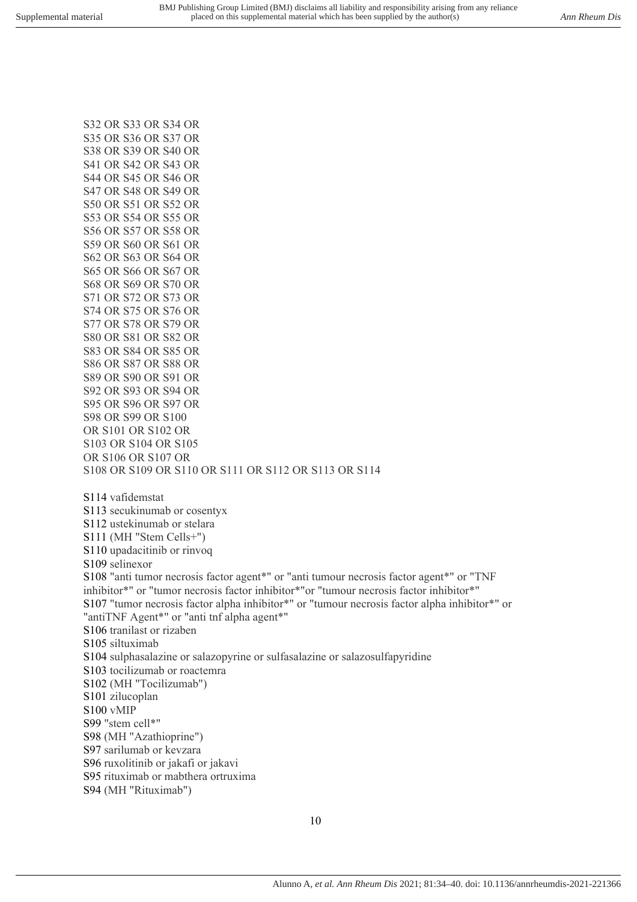S32 OR S33 OR S34 OR
S35 OR S36 OR S37 OR
S38 OR S39 OR S40 OR
S41 OR S42 OR S43 OR
S44 OR S45 OR S46 OR
S47 OR S48 OR S49 OR
S50 OR S51 OR S52 OR
S53 OR S54 OR S55 OR
S56 OR S57 OR S58 OR
S59 OR S60 OR S61 OR
S62 OR S63 OR S64 OR
S65 OR S66 OR S67 OR
S68 OR S69 OR S70 OR
S71 OR S72 OR S73 OR
S74 OR S75 OR S76 OR
S77 OR S78 OR S79 OR
S80 OR S81 OR S82 OR
S83 OR S84 OR S85 OR
S86 OR S87 OR S88 OR
S89 OR S90 OR S91 OR
S92 OR S93 OR S94 OR
S95 OR S96 OR S97 OR
S98 OR S99 OR S100
OR S101 OR S102 OR
S103 OR S104 OR S105
OR S106 OR S107 OR
S108 OR S109 OR S110 OR S111 OR S112 OR S113 OR S114

S114 vafidemstat
S113 secukinumab or cosentyx
S112 ustekinumab or stelara
S111 (MH "Stem Cells+")
S110 upadacitinib or rinvoq
S109 selinexor
S108 "anti tumor necrosis factor agent*" or "anti tumour necrosis factor agent*" or "TNF inhibitor*" or "tumor necrosis factor inhibitor*"or "tumour necrosis factor inhibitor*"
S107 "tumor necrosis factor alpha inhibitor*" or "tumour necrosis factor alpha inhibitor*" or "antiTNF Agent*" or "anti tnf alpha agent*"
S106 tranilast or rizaben
S105 siltuximab
S104 sulphasalazine or salazopyrine or sulfasalazine or salazosulfapyridine
S103 tocilizumab or roactemra
S102 (MH "Tocilizumab")
S101 zilucoplan
S100 vMIP
S99 "stem cell*"
S98 (MH "Azathioprine")
S97 sarilumab or kevzara
S96 ruxolitinib or jakafi or jakavi
S95 rituximab or mabthera ortruxima
S94 (MH "Rituximab")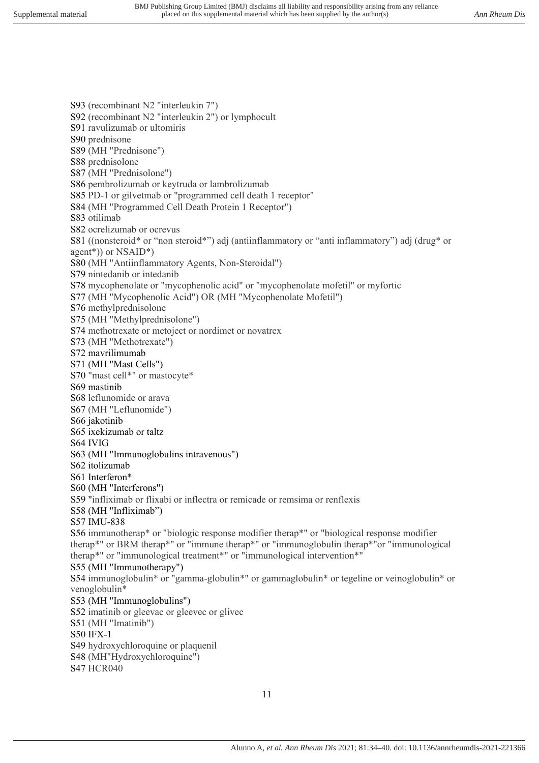S93 (recombinant N2 "interleukin 7")

S92 (recombinant N2 "interleukin 2") or lymphocult

S91 ravulizumab or ultomiris

S90 prednisone

S89 (MH "Prednisone")

S88 prednisolone

S87 (MH "Prednisolone")

S86 pembrolizumab or keytruda or lambrolizumab

S85 PD-1 or gilvetmab or "programmed cell death 1 receptor"

S84 (MH "Programmed Cell Death Protein 1 Receptor")

S83 otilimab

S82 ocrelizumab or ocrevus

S81 ((nonsteroid* or "non steroid*") adj (antiinflammatory or "anti inflammatory") adj (drug* or agent*)) or NSAID*)

S80 (MH "Antiinflammatory Agents, Non-Steroidal")

S79 nintedanib or intedanib

S78 mycophenolate or "mycophenolic acid" or "mycophenolate mofetil" or myfortic

S77 (MH "Mycophenolic Acid") OR (MH "Mycophenolate Mofetil")

S76 methylprednisolone

S75 (MH "Methylprednisolone")

S74 methotrexate or metoject or nordimet or novatrex

S73 (MH "Methotrexate")

S72 mavrilimumab

S71 (MH "Mast Cells")

S70 "mast cell*" or mastocyte*

S69 mastinib

S68 leflunomide or arava

S67 (MH "Leflunomide")

S66 jakotinib

S65 ixekizumab or taltz

S64 IVIG

S63 (MH "Immunoglobulins intravenous")

S62 itolizumab

S61 Interferon*

S60 (MH "Interferons")

S59 "infliximab or flixabi or inflectra or remicade or remsima or renflexis

S58 (MH "Infliximab")

S57 IMU-838

S56 immunotherap* or "biologic response modifier therap*" or "biological response modifier therap*" or BRM therap*" or "immune therap*" or "immunoglobulin therap*"or "immunological therap*" or "immunological treatment*" or "immunological intervention*"

S55 (MH "Immunotherapy")

S54 immunoglobulin* or "gamma-globulin*" or gammaglobulin* or tegeline or veinoglobulin* or venoglobulin*

S53 (MH "Immunoglobulins")

S52 imatinib or gleevac or gleevec or glivec

S51 (MH "Imatinib")

S50 IFX-1

S49 hydroxychloroquine or plaquenil

S48 (MH"Hydroxychloroquine")

S47 HCR040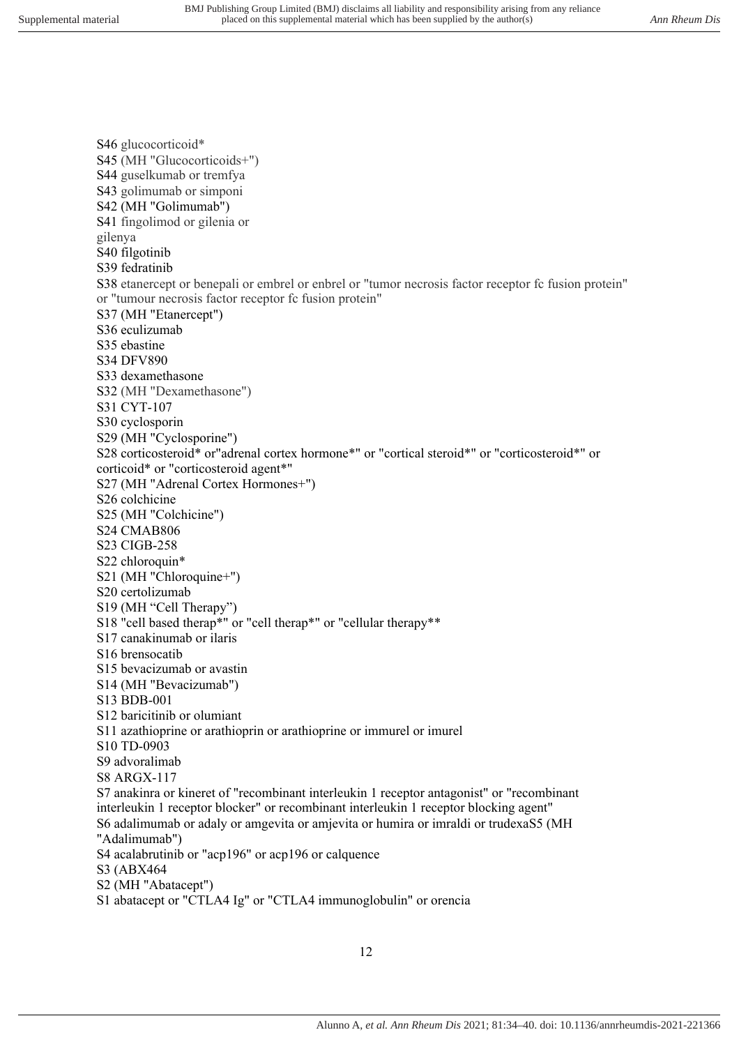S46 glucocorticoid*

S45 (MH "Glucocorticoids+")

S44 guselkumab or tremfya

S43 golimumab or simponi

S42 (MH "Golimumab")

S41 fingolimod or gilenia or gilenya

S40 filgotinib

S39 fedratinib

S38 etanercept or benepali or embrel or enbrel or "tumor necrosis factor receptor fc fusion protein" or "tumour necrosis factor receptor fc fusion protein"

S37 (MH "Etanercept")

S36 eculizumab

S35 ebastine

S34 DFV890

S33 dexamethasone

S32 (MH "Dexamethasone")

S31 CYT-107

S30 cyclosporin

S29 (MH "Cyclosporine")

S28 corticosteroid* or"adrenal cortex hormone*" or "cortical steroid*" or "corticosteroid*" or corticoid* or "corticosteroid agent*"

S27 (MH "Adrenal Cortex Hormones+")

S26 colchicine

S25 (MH "Colchicine")

S24 CMAB806

S23 CIGB-258

S22 chloroquin*

S21 (MH "Chloroquine+")

S20 certolizumab

S19 (MH "Cell Therapy")

S18 "cell based therap*" or "cell therap*" or "cellular therapy**

S17 canakinumab or ilaris

S16 brensocatib

S15 bevacizumab or avastin

S14 (MH "Bevacizumab")

S13 BDB-001

S12 baricitinib or olumiant

S11 azathioprine or arathioprin or arathioprine or immurel or imurel

S10 TD-0903

S9 advoralimab

S8 ARGX-117

S7 anakinra or kineret of "recombinant interleukin 1 receptor antagonist" or "recombinant interleukin 1 receptor blocker" or recombinant interleukin 1 receptor blocking agent"

S6 adalimumab or adaly or amgevita or amjevita or humira or imraldi or trudexaS5 (MH "Adalimumab")

S4 acalabrutinib or "acp196" or acp196 or calquence

S3 (ABX464

S2 (MH "Abatacept")

S1 abatacept or "CTLA4 Ig" or "CTLA4 immunoglobulin" or orencia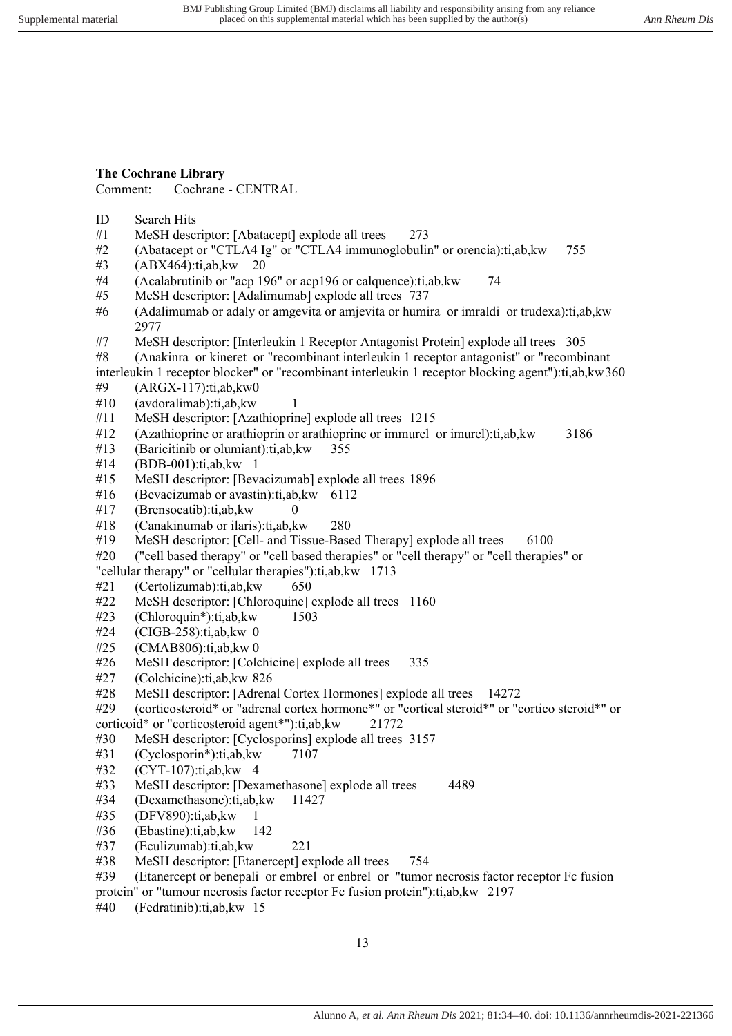**The Cochrane Library**

Comment: Cochrane - CENTRAL

| ID | Search | Hits |
|---|---|---|
| #1 | MeSH descriptor: [Abatacept] explode all trees | 273 |
| #2 | (Abatacept or "CTLA4 Ig" or "CTLA4 immunoglobulin" or orencia):ti,ab,kw | 755 |
| #3 | (ABX464):ti,ab,kw | 20 |
| #4 | (Acalabrutinib or "acp 196" or acp196 or calquence):ti,ab,kw | 74 |
| #5 | MeSH descriptor: [Adalimumab] explode all trees | 737 |
| #6 | (Adalimumab or adaly or amgevita or amjevita or humira or imraldi or trudexa):ti,ab,kw | 2977 |
| #7 | MeSH descriptor: [Interleukin 1 Receptor Antagonist Protein] explode all trees | 305 |
| #8 | (Anakinra or kineret or "recombinant interleukin 1 receptor antagonist" or "recombinant interleukin 1 receptor blocker" or "recombinant interleukin 1 receptor blocking agent"):ti,ab,kw | 360 |
| #9 | (ARGX-117):ti,ab,kw | 0 |
| #10 | (avdoralimab):ti,ab,kw | 1 |
| #11 | MeSH descriptor: [Azathioprine] explode all trees | 1215 |
| #12 | (Azathioprine or arathioprin or arathioprine or immurel or imurel):ti,ab,kw | 3186 |
| #13 | (Baricitinib or olumiant):ti,ab,kw | 355 |
| #14 | (BDB-001):ti,ab,kw | 1 |
| #15 | MeSH descriptor: [Bevacizumab] explode all trees | 1896 |
| #16 | (Bevacizumab or avastin):ti,ab,kw | 6112 |
| #17 | (Brensocatib):ti,ab,kw | 0 |
| #18 | (Canakinumab or ilaris):ti,ab,kw | 280 |
| #19 | MeSH descriptor: [Cell- and Tissue-Based Therapy] explode all trees | 6100 |
| #20 | ("cell based therapy" or "cell based therapies" or "cell therapy" or "cell therapies" or "cellular therapy" or "cellular therapies"):ti,ab,kw | 1713 |
| #21 | (Certolizumab):ti,ab,kw | 650 |
| #22 | MeSH descriptor: [Chloroquine] explode all trees | 1160 |
| #23 | (Chloroquin*):ti,ab,kw | 1503 |
| #24 | (CIGB-258):ti,ab,kw | 0 |
| #25 | (CMAB806):ti,ab,kw | 0 |
| #26 | MeSH descriptor: [Colchicine] explode all trees | 335 |
| #27 | (Colchicine):ti,ab,kw | 826 |
| #28 | MeSH descriptor: [Adrenal Cortex Hormones] explode all trees | 14272 |
| #29 | (corticosteroid* or "adrenal cortex hormone*" or "cortical steroid*" or "cortico steroid*" or corticoid* or "corticosteroid agent*"):ti,ab,kw | 21772 |
| #30 | MeSH descriptor: [Cyclosporins] explode all trees | 3157 |
| #31 | (Cyclosporin*):ti,ab,kw | 7107 |
| #32 | (CYT-107):ti,ab,kw | 4 |
| #33 | MeSH descriptor: [Dexamethasone] explode all trees | 4489 |
| #34 | (Dexamethasone):ti,ab,kw | 11427 |
| #35 | (DFV890):ti,ab,kw | 1 |
| #36 | (Ebastine):ti,ab,kw | 142 |
| #37 | (Eculizumab):ti,ab,kw | 221 |
| #38 | MeSH descriptor: [Etanercept] explode all trees | 754 |
| #39 | (Etanercept or benepali or embrel or enbrel or "tumor necrosis factor receptor Fc fusion protein" or "tumour necrosis factor receptor Fc fusion protein"):ti,ab,kw | 2197 |
| #40 | (Fedratinib):ti,ab,kw | 15 |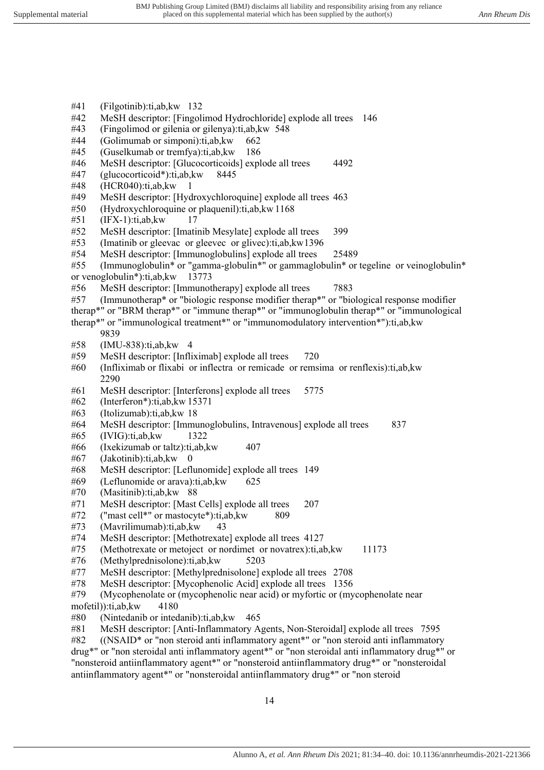#41 (Filgotinib):ti,ab,kw 132
#42 MeSH descriptor: [Fingolimod Hydrochloride] explode all trees 146
#43 (Fingolimod or gilenia or gilenya):ti,ab,kw 548
#44 (Golimumab or simponi):ti,ab,kw 662
#45 (Guselkumab or tremfya):ti,ab,kw 186
#46 MeSH descriptor: [Glucocorticoids] explode all trees 4492
#47 (glucocorticoid*):ti,ab,kw 8445
#48 (HCR040):ti,ab,kw 1
#49 MeSH descriptor: [Hydroxychloroquine] explode all trees 463
#50 (Hydroxychloroquine or plaquenil):ti,ab,kw 1168
#51 (IFX-1):ti,ab,kw 17
#52 MeSH descriptor: [Imatinib Mesylate] explode all trees 399
#53 (Imatinib or gleevac or gleevec or glivec):ti,ab,kw 1396
#54 MeSH descriptor: [Immunoglobulins] explode all trees 25489
#55 (Immunoglobulin* or "gamma-globulin*" or gammaglobulin* or tegeline or veinoglobulin* or venoglobulin*):ti,ab,kw 13773
#56 MeSH descriptor: [Immunotherapy] explode all trees 7883
#57 (Immunotherap* or "biologic response modifier therap*" or "biological response modifier therap*" or "BRM therap*" or "immune therap*" or "immunoglobulin therap*" or "immunological therap*" or "immunological treatment*" or "immunomodulatory intervention*"):ti,ab,kw 9839
#58 (IMU-838):ti,ab,kw 4
#59 MeSH descriptor: [Infliximab] explode all trees 720
#60 (Infliximab or flixabi or inflectra or remicade or remsima or renflexis):ti,ab,kw 2290
#61 MeSH descriptor: [Interferons] explode all trees 5775
#62 (Interferon*):ti,ab,kw 15371
#63 (Itolizumab):ti,ab,kw 18
#64 MeSH descriptor: [Immunoglobulins, Intravenous] explode all trees 837
#65 (IVIG):ti,ab,kw 1322
#66 (Ixekizumab or taltz):ti,ab,kw 407
#67 (Jakotinib):ti,ab,kw 0
#68 MeSH descriptor: [Leflunomide] explode all trees 149
#69 (Leflunomide or arava):ti,ab,kw 625
#70 (Masitinib):ti,ab,kw 88
#71 MeSH descriptor: [Mast Cells] explode all trees 207
#72 ("mast cell*" or mastocyte*):ti,ab,kw 809
#73 (Mavrilimumab):ti,ab,kw 43
#74 MeSH descriptor: [Methotrexate] explode all trees 4127
#75 (Methotrexate or metoject or nordimet or novatrex):ti,ab,kw 11173
#76 (Methylprednisolone):ti,ab,kw 5203
#77 MeSH descriptor: [Methylprednisolone] explode all trees 2708
#78 MeSH descriptor: [Mycophenolic Acid] explode all trees 1356
#79 (Mycophenolate or (mycophenolic near acid) or myfortic or (mycophenolate near mofetil)):ti,ab,kw 4180
#80 (Nintedanib or intedanib):ti,ab,kw 465
#81 MeSH descriptor: [Anti-Inflammatory Agents, Non-Steroidal] explode all trees 7595
#82 ((NSAID* or "non steroid anti inflammatory agent*" or "non steroid anti inflammatory drug*" or "non steroidal anti inflammatory agent*" or "non steroidal anti inflammatory drug*" or "nonsteroid antiinflammatory agent*" or "nonsteroid antiinflammatory drug*" or "nonsteroidal antiinflammatory agent*" or "nonsteroidal antiinflammatory drug*" or "non steroid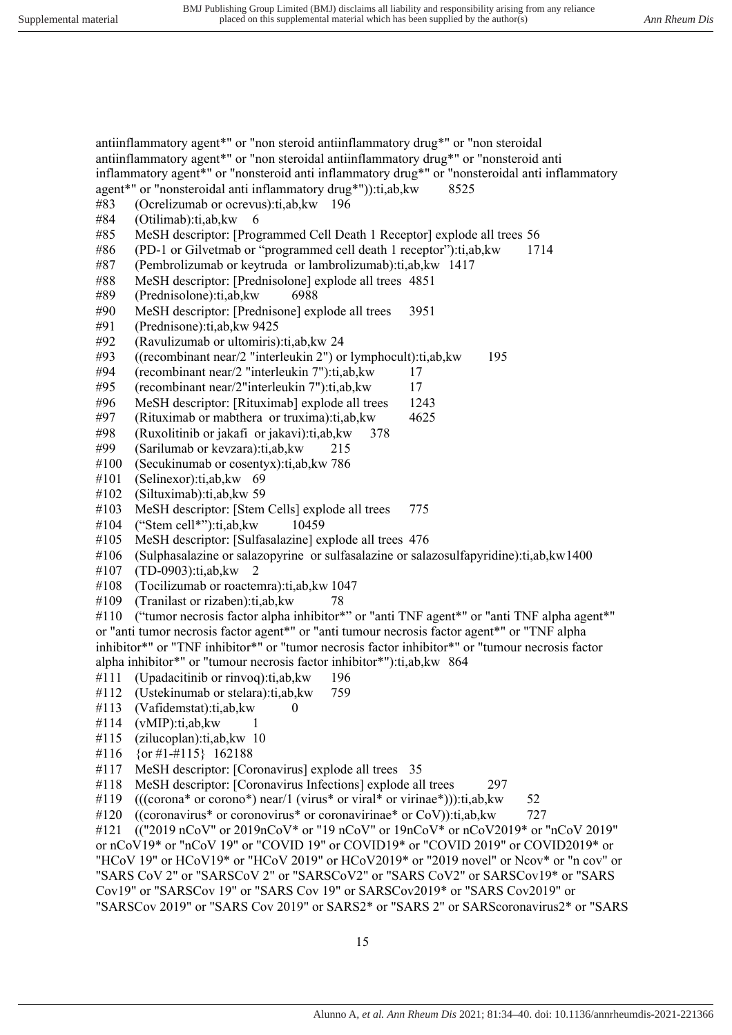antiinflammatory agent*" or "non steroid antiinflammatory drug*" or "non steroidal antiinflammatory agent*" or "non steroidal antiinflammatory drug*" or "nonsteroid anti inflammatory agent*" or "nonsteroid anti inflammatory drug*" or "nonsteroidal anti inflammatory agent*" or "nonsteroidal anti inflammatory drug*")):ti,ab,kw 8525

#83 (Ocrelizumab or ocrevus):ti,ab,kw 196

#84 (Otilimab):ti,ab,kw 6

#85 MeSH descriptor: [Programmed Cell Death 1 Receptor] explode all trees 56

#86 (PD-1 or Gilvetmab or "programmed cell death 1 receptor"):ti,ab,kw 1714

#87 (Pembrolizumab or keytruda or lambrolizumab):ti,ab,kw 1417

#88 MeSH descriptor: [Prednisolone] explode all trees 4851

#89 (Prednisolone):ti,ab,kw 6988

#90 MeSH descriptor: [Prednisone] explode all trees 3951

#91 (Prednisone):ti,ab,kw 9425

#92 (Ravulizumab or ultomiris):ti,ab,kw 24

#93 ((recombinant near/2 "interleukin 2") or lymphocult):ti,ab,kw 195

#94 (recombinant near/2 "interleukin 7"):ti,ab,kw 17

#95 (recombinant near/2"interleukin 7"):ti,ab,kw 17

#96 MeSH descriptor: [Rituximab] explode all trees 1243

#97 (Rituximab or mabthera or truxima):ti,ab,kw 4625

#98 (Ruxolitinib or jakafi or jakavi):ti,ab,kw 378

#99 (Sarilumab or kevzara):ti,ab,kw 215

#100 (Secukinumab or cosentyx):ti,ab,kw 786

#101 (Selinexor):ti,ab,kw 69

#102 (Siltuximab):ti,ab,kw 59

#103 MeSH descriptor: [Stem Cells] explode all trees 775

#104 ("Stem cell*"):ti,ab,kw 10459

#105 MeSH descriptor: [Sulfasalazine] explode all trees 476

#106 (Sulphasalazine or salazopyrine or sulfasalazine or salazosulfapyridine):ti,ab,kw1400

#107 (TD-0903):ti,ab,kw 2

#108 (Tocilizumab or roactemra):ti,ab,kw 1047

#109 (Tranilast or rizaben):ti,ab,kw 78

#110 ("tumor necrosis factor alpha inhibitor*" or "anti TNF agent*" or "anti TNF alpha agent*" or "anti tumor necrosis factor agent*" or "anti tumour necrosis factor agent*" or "TNF alpha inhibitor*" or "TNF inhibitor*" or "tumor necrosis factor inhibitor*" or "tumour necrosis factor alpha inhibitor*" or "tumour necrosis factor inhibitor*"):ti,ab,kw 864

#111 (Upadacitinib or rinvoq):ti,ab,kw 196

#112 (Ustekinumab or stelara):ti,ab,kw 759

#113 (Vafidemstat):ti,ab,kw 0

#114 (vMIP):ti,ab,kw 1

#115 (zilucoplan):ti,ab,kw 10

#116 {or #1-#115} 162188

#117 MeSH descriptor: [Coronavirus] explode all trees 35

#118 MeSH descriptor: [Coronavirus Infections] explode all trees 297

#119 (((corona* or corono*) near/1 (virus* or viral* or virinae*))):ti,ab,kw 52

#120 ((coronavirus* or coronovirus* or coronavirinae* or CoV)):ti,ab,kw 727

#121 (("2019 nCoV" or 2019nCoV* or "19 nCoV" or 19nCoV* or nCoV2019* or "nCoV 2019" or nCoV19* or "nCoV 19" or "COVID 19" or COVID19* or "COVID 2019" or COVID2019* or "HCoV 19" or HCoV19* or "HCoV 2019" or HCoV2019* or "2019 novel" or Ncov* or "n cov" or "SARS CoV 2" or "SARSCoV 2" or "SARSCoV2" or "SARS CoV2" or SARSCov19* or "SARS Cov19" or "SARSCov 19" or "SARS Cov 19" or SARSCov2019* or "SARS Cov2019" or "SARSCov 2019" or "SARS Cov 2019" or SARS2* or "SARS 2" or SARScoronavirus2* or "SARS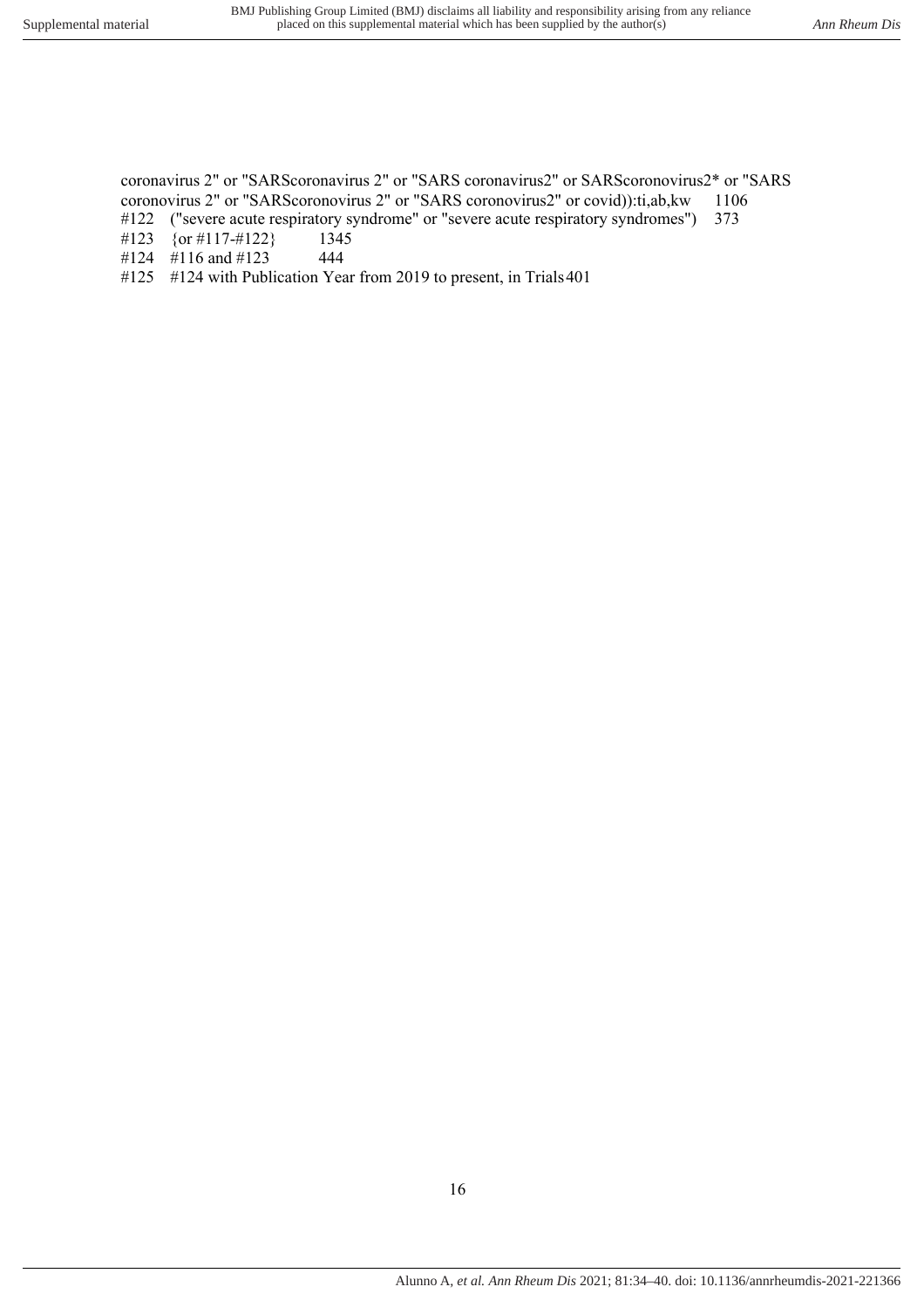coronavirus 2" or "SARScoronavirus 2" or "SARS coronavirus2" or SARScoronovirus2* or "SARS coronovirus 2" or "SARScoronovirus 2" or "SARS coronovirus2" or covid)):ti,ab,kw 1106

#122 ("severe acute respiratory syndrome" or "severe acute respiratory syndromes") 373

#123 {or #117-#122} 1345

#124 #116 and #123 444

#125 #124 with Publication Year from 2019 to present, in Trials 401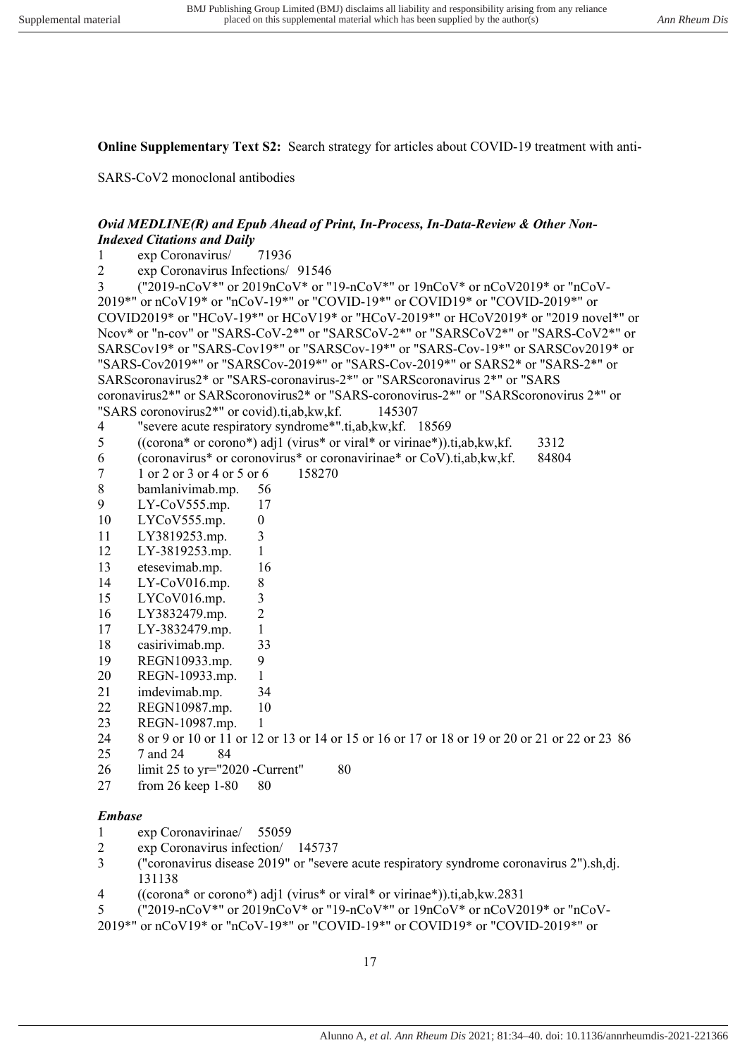**Online Supplementary Text S2:** Search strategy for articles about COVID-19 treatment with anti-SARS-CoV2 monoclonal antibodies

***Ovid MEDLINE(R) and Epub Ahead of Print, In-Process, In-Data-Review & Other Non-Indexed Citations and Daily***

1 exp Coronavirus/ 71936
2 exp Coronavirus Infections/ 91546
3 ("2019-nCoV*" or 2019nCoV* or "19-nCoV*" or 19nCoV* or nCoV2019* or "nCoV-2019*" or nCoV19* or "nCoV-19*" or "COVID-19*" or COVID19* or "COVID-2019*" or COVID2019* or "HCoV-19*" or HCoV19* or "HCoV-2019*" or HCoV2019* or "2019 novel*" or Ncov* or "n-cov" or "SARS-CoV-2*" or "SARSCoV-2*" or "SARSCoV2*" or "SARS-CoV2*" or SARSCov19* or "SARS-Cov19*" or "SARSCov-19*" or "SARS-Cov-19*" or SARSCov2019* or "SARS-Cov2019*" or "SARSCov-2019*" or "SARS-Cov-2019*" or SARS2* or "SARS-2*" or SARScoronavirus2* or "SARS-coronavirus-2*" or "SARScoronavirus 2*" or "SARS coronavirus2*" or SARScoronovirus2* or "SARS-coronovirus-2*" or "SARScoronovirus 2*" or "SARS coronovirus2*" or covid).ti,ab,kw,kf. 145307
4 "severe acute respiratory syndrome*".ti,ab,kw,kf. 18569
5 ((corona* or corono*) adj1 (virus* or viral* or virinae*)).ti,ab,kw,kf. 3312
6 (coronavirus* or coronovirus* or coronavirinae* or CoV).ti,ab,kw,kf. 84804
7 1 or 2 or 3 or 4 or 5 or 6 158270
8 bamlanivimab.mp. 56
9 LY-CoV555.mp. 17
10 LYCoV555.mp. 0
11 LY3819253.mp. 3
12 LY-3819253.mp. 1
13 etesevimab.mp. 16
14 LY-CoV016.mp. 8
15 LYCoV016.mp. 3
16 LY3832479.mp. 2
17 LY-3832479.mp. 1
18 casirivimab.mp. 33
19 REGN10933.mp. 9
20 REGN-10933.mp. 1
21 imdevimab.mp. 34
22 REGN10987.mp. 10
23 REGN-10987.mp. 1
24 8 or 9 or 10 or 11 or 12 or 13 or 14 or 15 or 16 or 17 or 18 or 19 or 20 or 21 or 22 or 23 86
25 7 and 24 84
26 limit 25 to yr="2020 -Current" 80
27 from 26 keep 1-80 80

***Embase***

1 exp Coronavirinae/ 55059
2 exp Coronavirus infection/ 145737
3 ("coronavirus disease 2019" or "severe acute respiratory syndrome coronavirus 2").sh,dj. 131138
4 ((corona* or corono*) adj1 (virus* or viral* or virinae*)).ti,ab,kw.2831
5 ("2019-nCoV*" or 2019nCoV* or "19-nCoV*" or 19nCoV* or nCoV2019* or "nCoV-2019*" or nCoV19* or "nCoV-19*" or "COVID-19*" or COVID19* or "COVID-2019*" or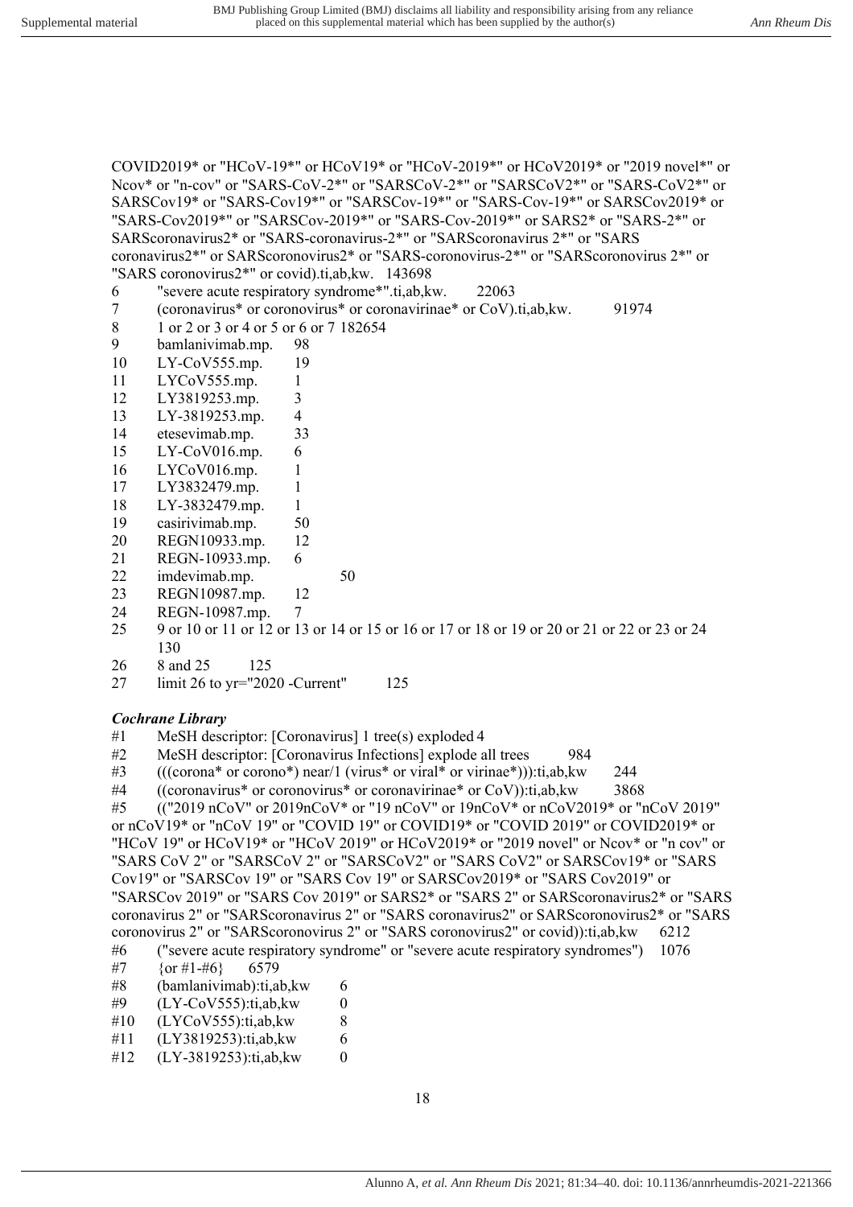COVID2019* or "HCoV-19*" or HCoV19* or "HCoV-2019*" or HCoV2019* or "2019 novel*" or Ncov* or "n-cov" or "SARS-CoV-2*" or "SARSCoV-2*" or "SARSCoV2*" or "SARS-CoV2*" or SARSCov19* or "SARS-Cov19*" or "SARSCov-19*" or "SARS-Cov-19*" or SARSCov2019* or "SARS-Cov2019*" or "SARSCov-2019*" or "SARS-Cov-2019*" or SARS2* or "SARS-2*" or SARScoronavirus2* or "SARS-coronavirus-2*" or "SARScoronavirus 2*" or "SARS coronavirus2*" or SARScoronovirus2* or "SARS-coronovirus-2*" or "SARScoronovirus 2*" or "SARS coronovirus2*" or covid).ti,ab,kw. 143698

6 "severe acute respiratory syndrome*".ti,ab,kw. 22063
7 (coronavirus* or coronovirus* or coronavirinae* or CoV).ti,ab,kw. 91974
8 1 or 2 or 3 or 4 or 5 or 6 or 7 182654
9 bamlanivimab.mp. 98
10 LY-CoV555.mp. 19
11 LYCoV555.mp. 1
12 LY3819253.mp. 3
13 LY-3819253.mp. 4
14 etesevimab.mp. 33
15 LY-CoV016.mp. 6
16 LYCoV016.mp. 1
17 LY3832479.mp. 1
18 LY-3832479.mp. 1
19 casirivimab.mp. 50
20 REGN10933.mp. 12
21 REGN-10933.mp. 6
22 imdevimab.mp. 50
23 REGN10987.mp. 12
24 REGN-10987.mp. 7
25 9 or 10 or 11 or 12 or 13 or 14 or 15 or 16 or 17 or 18 or 19 or 20 or 21 or 22 or 23 or 24 130
26 8 and 25 125
27 limit 26 to yr="2020 -Current" 125

***Cochrane Library***

#1 MeSH descriptor: [Coronavirus] 1 tree(s) exploded 4
#2 MeSH descriptor: [Coronavirus Infections] explode all trees 984
#3 (((corona* or corono*) near/1 (virus* or viral* or virinae*))):ti,ab,kw 244
#4 ((coronavirus* or coronovirus* or coronavirinae* or CoV)):ti,ab,kw 3868
#5 (("2019 nCoV" or 2019nCoV* or "19 nCoV" or 19nCoV* or nCoV2019* or "nCoV 2019" or nCoV19* or "nCoV 19" or "COVID 19" or COVID19* or "COVID 2019" or COVID2019* or "HCoV 19" or HCoV19* or "HCoV 2019" or HCoV2019* or "2019 novel" or Ncov* or "n cov" or "SARS CoV 2" or "SARSCoV 2" or "SARSCoV2" or "SARS CoV2" or SARSCov19* or "SARS Cov19" or "SARSCov 19" or "SARS Cov 19" or SARSCov2019* or "SARS Cov2019" or "SARSCov 2019" or "SARS Cov 2019" or SARS2* or "SARS 2" or SARScoronavirus2* or "SARS coronavirus 2" or "SARScoronavirus 2" or "SARS coronavirus2" or SARScoronovirus2* or "SARS coronovirus 2" or "SARScoronovirus 2" or "SARS coronovirus2" or covid)):ti,ab,kw 6212
#6 ("severe acute respiratory syndrome" or "severe acute respiratory syndromes") 1076
#7 {or #1-#6} 6579
#8 (bamlanivimab):ti,ab,kw 6
#9 (LY-CoV555):ti,ab,kw 0
#10 (LYCoV555):ti,ab,kw 8
#11 (LY3819253):ti,ab,kw 6
#12 (LY-3819253):ti,ab,kw 0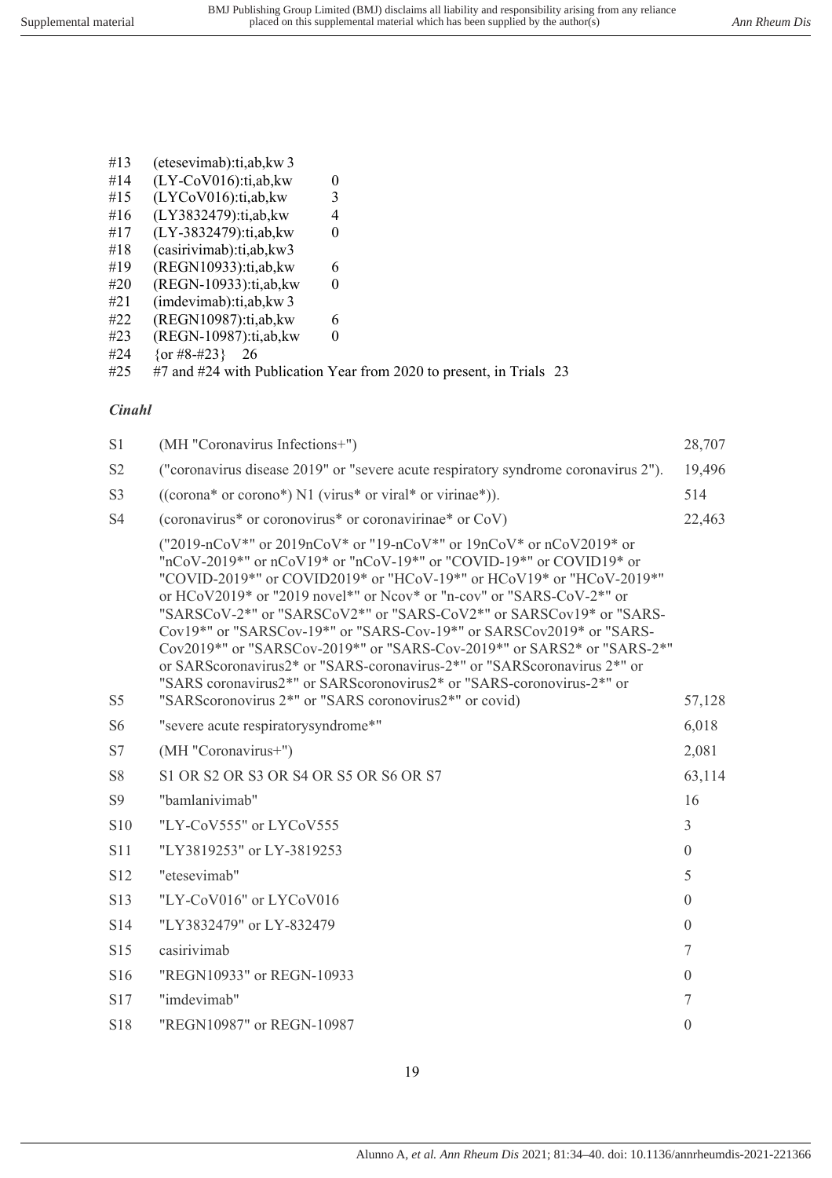| | | |
|---|---|---|
| #13 | (etesevimab):ti,ab,kw | 3 |
| #14 | (LY-CoV016):ti,ab,kw | 0 |
| #15 | (LYCoV016):ti,ab,kw | 3 |
| #16 | (LY3832479):ti,ab,kw | 4 |
| #17 | (LY-3832479):ti,ab,kw | 0 |
| #18 | (casirivimab):ti,ab,kw | 3 |
| #19 | (REGN10933):ti,ab,kw | 6 |
| #20 | (REGN-10933):ti,ab,kw | 0 |
| #21 | (imdevimab):ti,ab,kw | 3 |
| #22 | (REGN10987):ti,ab,kw | 6 |
| #23 | (REGN-10987):ti,ab,kw | 0 |
| #24 | {or #8-#23} | 26 |
| #25 | #7 and #24 with Publication Year from 2020 to present, in Trials | 23 |

### *Cinahl*

| | | |
|---|---|---|
| S1 | (MH "Coronavirus Infections+") | 28,707 |
| S2 | ("coronavirus disease 2019" or "severe acute respiratory syndrome coronavirus 2"). | 19,496 |
| S3 | ((corona* or corono*) N1 (virus* or viral* or virinae*)). | 514 |
| S4 | (coronavirus* or coronovirus* or coronavirinae* or CoV) | 22,463 |
| S5 | ("2019-nCoV*" or 2019nCoV* or "19-nCoV*" or 19nCoV* or nCoV2019* or "nCoV-2019*" or nCoV19* or "nCoV-19*" or "COVID-19*" or COVID19* or "COVID-2019*" or COVID2019* or "HCoV-19*" or HCoV19* or "HCoV-2019*" or HCoV2019* or "2019 novel*" or Ncov* or "n-cov" or "SARS-CoV-2*" or "SARSCoV-2*" or "SARSCoV2*" or "SARS-CoV2*" or SARSCov19* or "SARS-Cov19*" or "SARSCov-19*" or "SARS-Cov-19*" or SARSCov2019* or "SARS-Cov2019*" or "SARSCov-2019*" or "SARS-Cov-2019*" or SARS2* or "SARS-2*" or SARScoronavirus2* or "SARS-coronavirus-2*" or "SARScoronavirus 2*" or "SARS coronavirus2*" or SARScoronovirus2* or "SARS-coronovirus-2*" or "SARScoronovirus 2*" or "SARS coronovirus2*" or covid) | 57,128 |
| S6 | "severe acute respiratorysyndrome*" | 6,018 |
| S7 | (MH "Coronavirus+") | 2,081 |
| S8 | S1 OR S2 OR S3 OR S4 OR S5 OR S6 OR S7 | 63,114 |
| S9 | "bamlanivimab" | 16 |
| S10 | "LY-CoV555" or LYCoV555 | 3 |
| S11 | "LY3819253" or LY-3819253 | 0 |
| S12 | "etesevimab" | 5 |
| S13 | "LY-CoV016" or LYCoV016 | 0 |
| S14 | "LY3832479" or LY-832479 | 0 |
| S15 | casirivimab | 7 |
| S16 | "REGN10933" or REGN-10933 | 0 |
| S17 | "imdevimab" | 7 |
| S18 | "REGN10987" or REGN-10987 | 0 |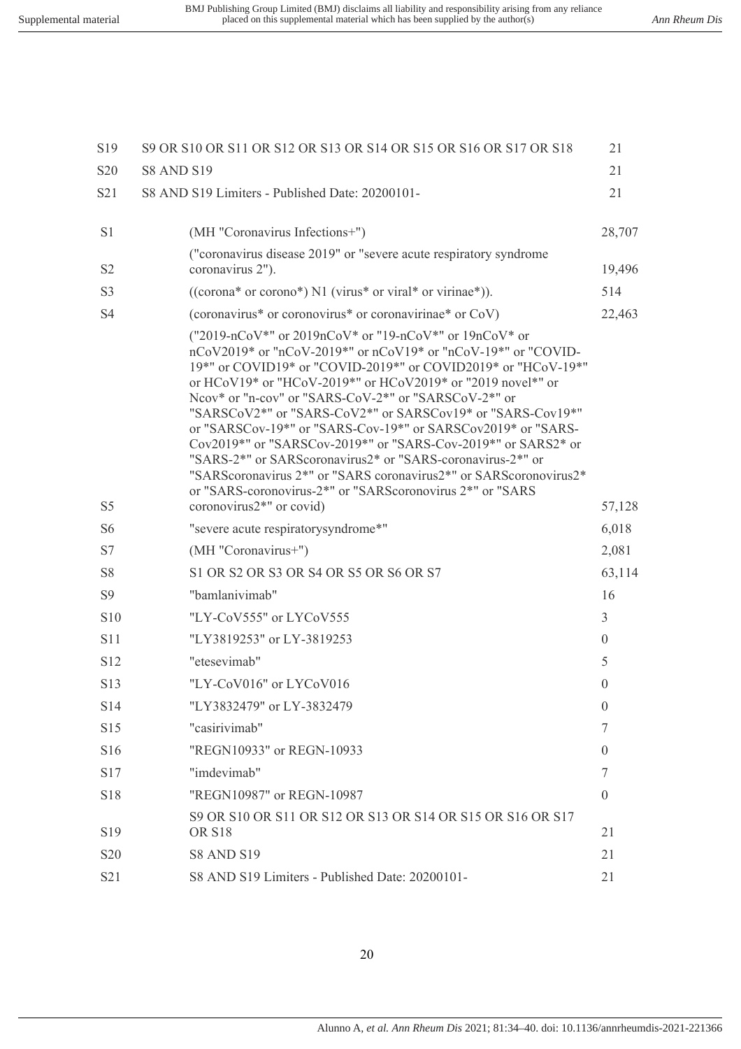| | | |
|---|---|---|
| S19 | S9 OR S10 OR S11 OR S12 OR S13 OR S14 OR S15 OR S16 OR S17 OR S18 | 21 |
| S20 | S8 AND S19 | 21 |
| S21 | S8 AND S19 Limiters - Published Date: 20200101- | 21 |

| | | |
|---|---|---|
| S1 | (MH "Coronavirus Infections+") | 28,707 |
| S2 | ("coronavirus disease 2019" or "severe acute respiratory syndrome coronavirus 2"). | 19,496 |
| S3 | ((corona* or corono*) N1 (virus* or viral* or virinae*)). | 514 |
| S4 | (coronavirus* or coronovirus* or coronavirinae* or CoV) | 22,463 |
| S5 | ("2019-nCoV*" or 2019nCoV* or "19-nCoV*" or 19nCoV* or nCoV2019* or "nCoV-2019*" or nCoV19* or "nCoV-19*" or "COVID-19*" or COVID19* or "COVID-2019*" or COVID2019* or "HCoV-19*" or HCoV19* or "HCoV-2019*" or HCoV2019* or "2019 novel*" or Ncov* or "n-cov" or "SARS-CoV-2*" or "SARSCoV-2*" or "SARSCoV2*" or "SARS-CoV2*" or SARSCov19* or "SARS-Cov19*" or "SARSCov-19*" or "SARS-Cov-19*" or SARSCov2019* or "SARS-Cov2019*" or "SARSCov-2019*" or "SARS-Cov-2019*" or SARS2* or "SARS-2*" or SARScoronavirus2* or "SARS-coronavirus-2*" or "SARScoronavirus 2*" or "SARS coronavirus2*" or SARScoronovirus2* or "SARS-coronovirus-2*" or "SARScoronovirus 2*" or "SARS coronovirus2*" or covid) | 57,128 |
| S6 | "severe acute respiratorysyndrome*" | 6,018 |
| S7 | (MH "Coronavirus+") | 2,081 |
| S8 | S1 OR S2 OR S3 OR S4 OR S5 OR S6 OR S7 | 63,114 |
| S9 | "bamlanivimab" | 16 |
| S10 | "LY-CoV555" or LYCoV555 | 3 |
| S11 | "LY3819253" or LY-3819253 | 0 |
| S12 | "etesevimab" | 5 |
| S13 | "LY-CoV016" or LYCoV016 | 0 |
| S14 | "LY3832479" or LY-3832479 | 0 |
| S15 | "casirivimab" | 7 |
| S16 | "REGN10933" or REGN-10933 | 0 |
| S17 | "imdevimab" | 7 |
| S18 | "REGN10987" or REGN-10987 | 0 |
| S19 | S9 OR S10 OR S11 OR S12 OR S13 OR S14 OR S15 OR S16 OR S17 OR S18 | 21 |
| S20 | S8 AND S19 | 21 |
| S21 | S8 AND S19 Limiters - Published Date: 20200101- | 21 |